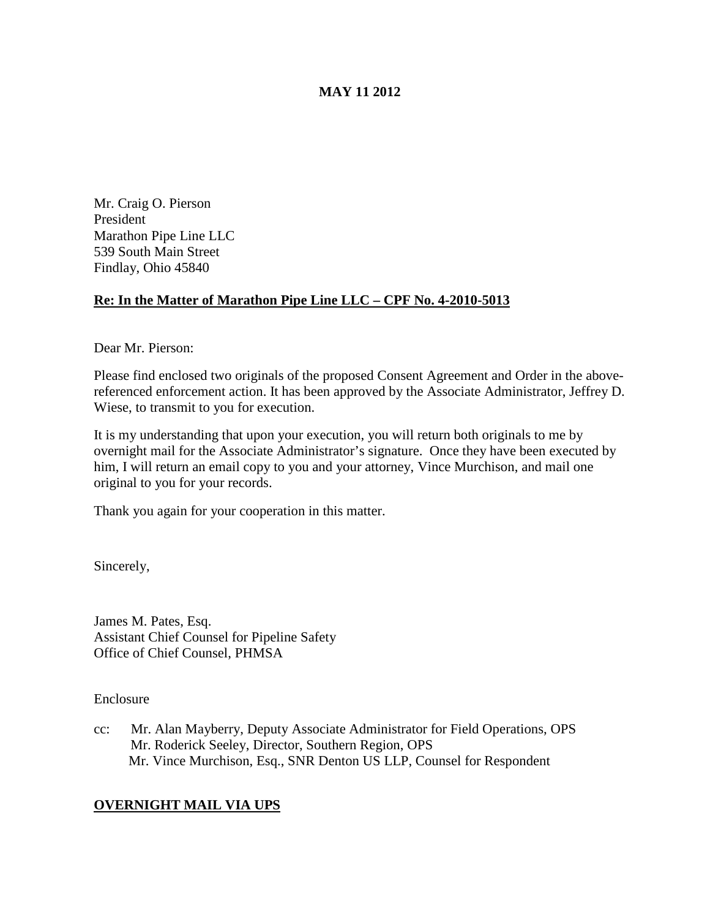**MAY 11 2012**

Mr. Craig O. Pierson
President
Marathon Pipe Line LLC
539 South Main Street
Findlay, Ohio 45840

**Re: In the Matter of Marathon Pipe Line LLC – CPF No. 4-2010-5013**

Dear Mr. Pierson:

Please find enclosed two originals of the proposed Consent Agreement and Order in the above-referenced enforcement action. It has been approved by the Associate Administrator, Jeffrey D. Wiese, to transmit to you for execution.

It is my understanding that upon your execution, you will return both originals to me by overnight mail for the Associate Administrator's signature. Once they have been executed by him, I will return an email copy to you and your attorney, Vince Murchison, and mail one original to you for your records.

Thank you again for your cooperation in this matter.

Sincerely,

James M. Pates, Esq.
Assistant Chief Counsel for Pipeline Safety
Office of Chief Counsel, PHMSA

Enclosure

cc: Mr. Alan Mayberry, Deputy Associate Administrator for Field Operations, OPS
Mr. Roderick Seeley, Director, Southern Region, OPS
Mr. Vince Murchison, Esq., SNR Denton US LLP, Counsel for Respondent

**OVERNIGHT MAIL VIA UPS**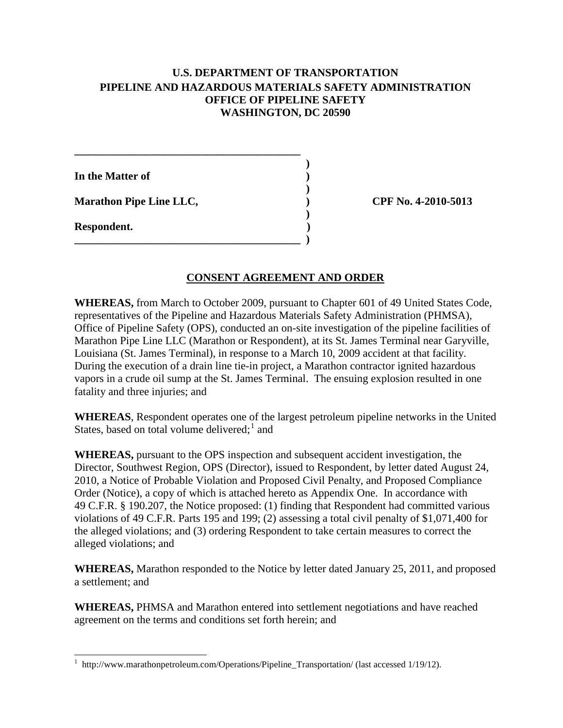**U.S. DEPARTMENT OF TRANSPORTATION**
**PIPELINE AND HAZARDOUS MATERIALS SAFETY ADMINISTRATION**
**OFFICE OF PIPELINE SAFETY**
**WASHINGTON, DC 20590**

| | |
|---|---|
| **In the Matter of** | |
| **Marathon Pipe Line LLC,** | **CPF No. 4-2010-5013** |
| **Respondent.** | |

## CONSENT AGREEMENT AND ORDER

**WHEREAS,** from March to October 2009, pursuant to Chapter 601 of 49 United States Code, representatives of the Pipeline and Hazardous Materials Safety Administration (PHMSA), Office of Pipeline Safety (OPS), conducted an on-site investigation of the pipeline facilities of Marathon Pipe Line LLC (Marathon or Respondent), at its St. James Terminal near Garyville, Louisiana (St. James Terminal), in response to a March 10, 2009 accident at that facility. During the execution of a drain line tie-in project, a Marathon contractor ignited hazardous vapors in a crude oil sump at the St. James Terminal. The ensuing explosion resulted in one fatality and three injuries; and

**WHEREAS**, Respondent operates one of the largest petroleum pipeline networks in the United States, based on total volume delivered;[1] and

**WHEREAS,** pursuant to the OPS inspection and subsequent accident investigation, the Director, Southwest Region, OPS (Director), issued to Respondent, by letter dated August 24, 2010, a Notice of Probable Violation and Proposed Civil Penalty, and Proposed Compliance Order (Notice), a copy of which is attached hereto as Appendix One. In accordance with 49 C.F.R. § 190.207, the Notice proposed: (1) finding that Respondent had committed various violations of 49 C.F.R. Parts 195 and 199; (2) assessing a total civil penalty of $1,071,400 for the alleged violations; and (3) ordering Respondent to take certain measures to correct the alleged violations; and

**WHEREAS,** Marathon responded to the Notice by letter dated January 25, 2011, and proposed a settlement; and

**WHEREAS,** PHMSA and Marathon entered into settlement negotiations and have reached agreement on the terms and conditions set forth herein; and

[1] http://www.marathonpetroleum.com/Operations/Pipeline_Transportation/ (last accessed 1/19/12).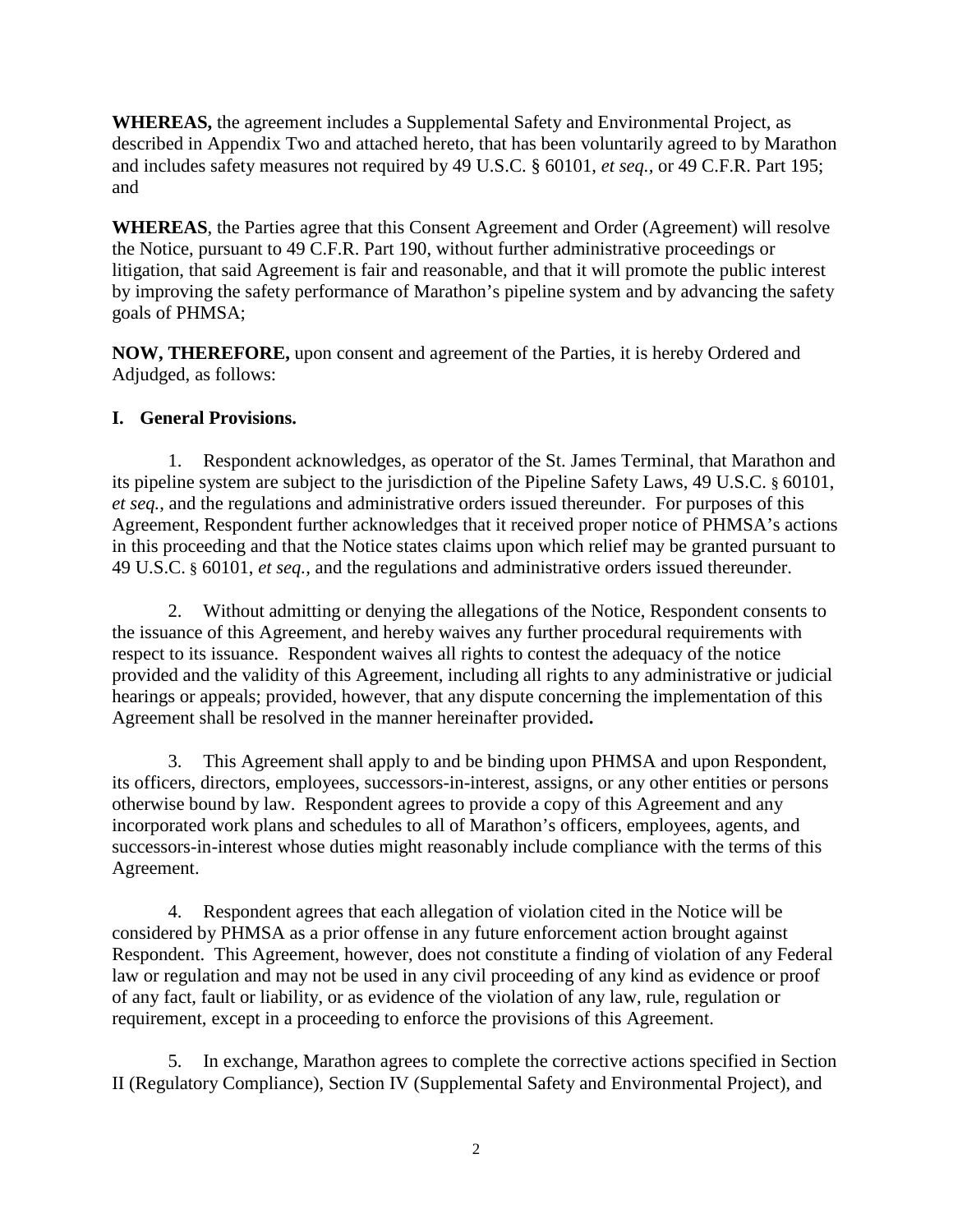**WHEREAS,** the agreement includes a Supplemental Safety and Environmental Project, as described in Appendix Two and attached hereto, that has been voluntarily agreed to by Marathon and includes safety measures not required by 49 U.S.C. § 60101, *et seq.*, or 49 C.F.R. Part 195; and

**WHEREAS**, the Parties agree that this Consent Agreement and Order (Agreement) will resolve the Notice, pursuant to 49 C.F.R. Part 190, without further administrative proceedings or litigation, that said Agreement is fair and reasonable, and that it will promote the public interest by improving the safety performance of Marathon's pipeline system and by advancing the safety goals of PHMSA;

**NOW, THEREFORE,** upon consent and agreement of the Parties, it is hereby Ordered and Adjudged, as follows:

## I. General Provisions.

1. Respondent acknowledges, as operator of the St. James Terminal, that Marathon and its pipeline system are subject to the jurisdiction of the Pipeline Safety Laws, 49 U.S.C. § 60101, *et seq.*, and the regulations and administrative orders issued thereunder. For purposes of this Agreement, Respondent further acknowledges that it received proper notice of PHMSA's actions in this proceeding and that the Notice states claims upon which relief may be granted pursuant to 49 U.S.C. § 60101, *et seq.*, and the regulations and administrative orders issued thereunder.

2. Without admitting or denying the allegations of the Notice, Respondent consents to the issuance of this Agreement, and hereby waives any further procedural requirements with respect to its issuance. Respondent waives all rights to contest the adequacy of the notice provided and the validity of this Agreement, including all rights to any administrative or judicial hearings or appeals; provided, however, that any dispute concerning the implementation of this Agreement shall be resolved in the manner hereinafter provided**.**

3. This Agreement shall apply to and be binding upon PHMSA and upon Respondent, its officers, directors, employees, successors-in-interest, assigns, or any other entities or persons otherwise bound by law. Respondent agrees to provide a copy of this Agreement and any incorporated work plans and schedules to all of Marathon's officers, employees, agents, and successors-in-interest whose duties might reasonably include compliance with the terms of this Agreement.

4. Respondent agrees that each allegation of violation cited in the Notice will be considered by PHMSA as a prior offense in any future enforcement action brought against Respondent. This Agreement, however, does not constitute a finding of violation of any Federal law or regulation and may not be used in any civil proceeding of any kind as evidence or proof of any fact, fault or liability, or as evidence of the violation of any law, rule, regulation or requirement, except in a proceeding to enforce the provisions of this Agreement.

5. In exchange, Marathon agrees to complete the corrective actions specified in Section II (Regulatory Compliance), Section IV (Supplemental Safety and Environmental Project), and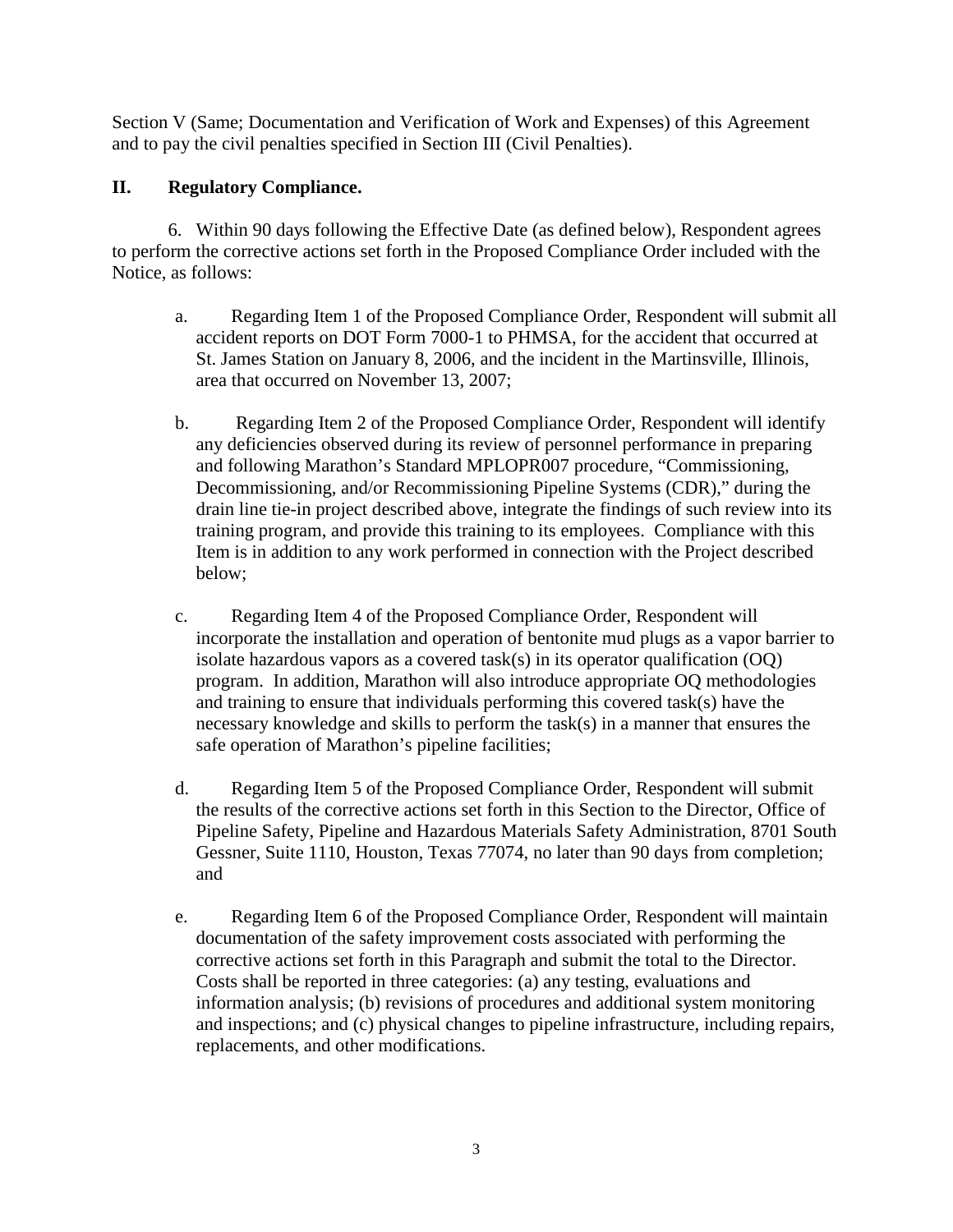Section V (Same; Documentation and Verification of Work and Expenses) of this Agreement and to pay the civil penalties specified in Section III (Civil Penalties).

## II. Regulatory Compliance.

6. Within 90 days following the Effective Date (as defined below), Respondent agrees to perform the corrective actions set forth in the Proposed Compliance Order included with the Notice, as follows:

a. Regarding Item 1 of the Proposed Compliance Order, Respondent will submit all accident reports on DOT Form 7000-1 to PHMSA, for the accident that occurred at St. James Station on January 8, 2006, and the incident in the Martinsville, Illinois, area that occurred on November 13, 2007;

b. Regarding Item 2 of the Proposed Compliance Order, Respondent will identify any deficiencies observed during its review of personnel performance in preparing and following Marathon's Standard MPLOPR007 procedure, "Commissioning, Decommissioning, and/or Recommissioning Pipeline Systems (CDR)," during the drain line tie-in project described above, integrate the findings of such review into its training program, and provide this training to its employees. Compliance with this Item is in addition to any work performed in connection with the Project described below;

c. Regarding Item 4 of the Proposed Compliance Order, Respondent will incorporate the installation and operation of bentonite mud plugs as a vapor barrier to isolate hazardous vapors as a covered task(s) in its operator qualification (OQ) program. In addition, Marathon will also introduce appropriate OQ methodologies and training to ensure that individuals performing this covered task(s) have the necessary knowledge and skills to perform the task(s) in a manner that ensures the safe operation of Marathon's pipeline facilities;

d. Regarding Item 5 of the Proposed Compliance Order, Respondent will submit the results of the corrective actions set forth in this Section to the Director, Office of Pipeline Safety, Pipeline and Hazardous Materials Safety Administration, 8701 South Gessner, Suite 1110, Houston, Texas 77074, no later than 90 days from completion; and

e. Regarding Item 6 of the Proposed Compliance Order, Respondent will maintain documentation of the safety improvement costs associated with performing the corrective actions set forth in this Paragraph and submit the total to the Director. Costs shall be reported in three categories: (a) any testing, evaluations and information analysis; (b) revisions of procedures and additional system monitoring and inspections; and (c) physical changes to pipeline infrastructure, including repairs, replacements, and other modifications.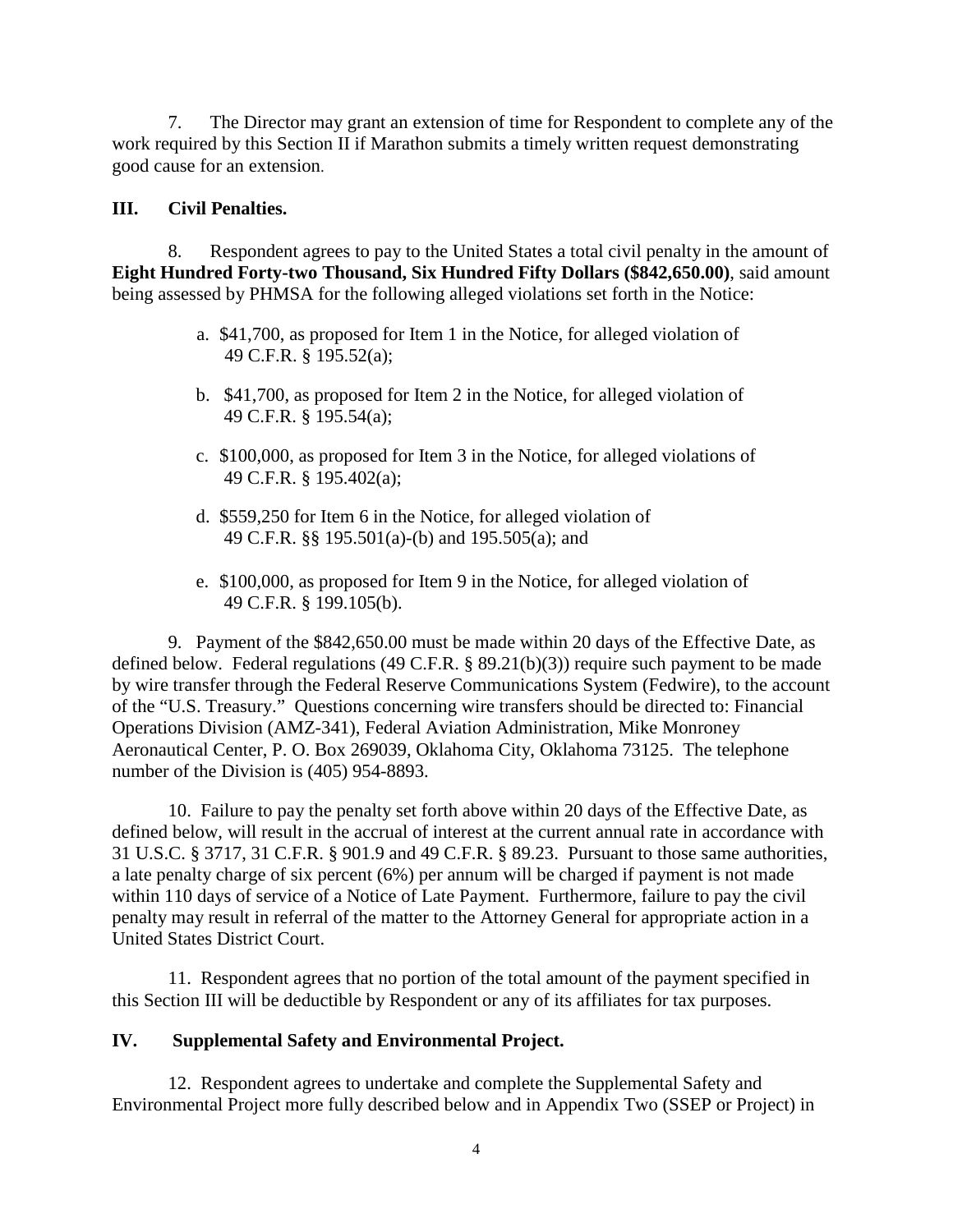7. The Director may grant an extension of time for Respondent to complete any of the work required by this Section II if Marathon submits a timely written request demonstrating good cause for an extension.

## III. Civil Penalties.

8. Respondent agrees to pay to the United States a total civil penalty in the amount of **Eight Hundred Forty-two Thousand, Six Hundred Fifty Dollars ($842,650.00)**, said amount being assessed by PHMSA for the following alleged violations set forth in the Notice:

a. $41,700, as proposed for Item 1 in the Notice, for alleged violation of 49 C.F.R. § 195.52(a);

b. $41,700, as proposed for Item 2 in the Notice, for alleged violation of 49 C.F.R. § 195.54(a);

c. $100,000, as proposed for Item 3 in the Notice, for alleged violations of 49 C.F.R. § 195.402(a);

d. $559,250 for Item 6 in the Notice, for alleged violation of 49 C.F.R. §§ 195.501(a)-(b) and 195.505(a); and

e. $100,000, as proposed for Item 9 in the Notice, for alleged violation of 49 C.F.R. § 199.105(b).

9. Payment of the $842,650.00 must be made within 20 days of the Effective Date, as defined below. Federal regulations (49 C.F.R. § 89.21(b)(3)) require such payment to be made by wire transfer through the Federal Reserve Communications System (Fedwire), to the account of the "U.S. Treasury." Questions concerning wire transfers should be directed to: Financial Operations Division (AMZ-341), Federal Aviation Administration, Mike Monroney Aeronautical Center, P. O. Box 269039, Oklahoma City, Oklahoma 73125. The telephone number of the Division is (405) 954-8893.

10. Failure to pay the penalty set forth above within 20 days of the Effective Date, as defined below, will result in the accrual of interest at the current annual rate in accordance with 31 U.S.C. § 3717, 31 C.F.R. § 901.9 and 49 C.F.R. § 89.23. Pursuant to those same authorities, a late penalty charge of six percent (6%) per annum will be charged if payment is not made within 110 days of service of a Notice of Late Payment. Furthermore, failure to pay the civil penalty may result in referral of the matter to the Attorney General for appropriate action in a United States District Court.

11. Respondent agrees that no portion of the total amount of the payment specified in this Section III will be deductible by Respondent or any of its affiliates for tax purposes.

## IV. Supplemental Safety and Environmental Project.

12. Respondent agrees to undertake and complete the Supplemental Safety and Environmental Project more fully described below and in Appendix Two (SSEP or Project) in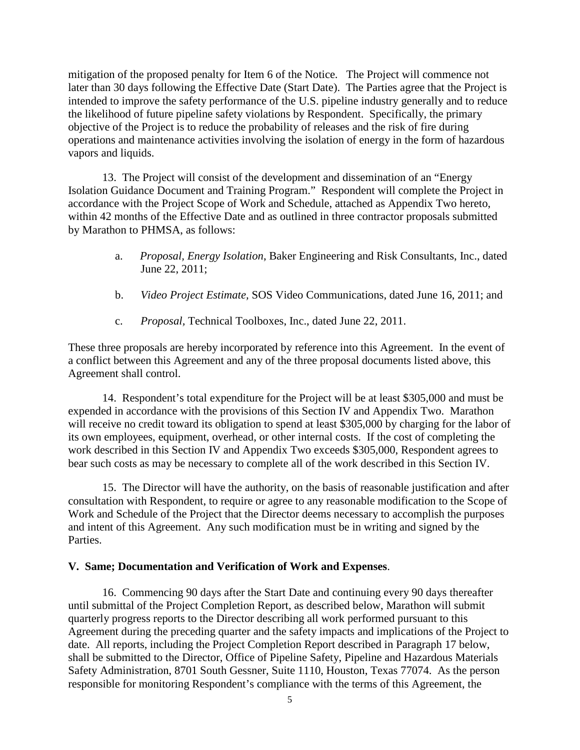mitigation of the proposed penalty for Item 6 of the Notice. The Project will commence not later than 30 days following the Effective Date (Start Date). The Parties agree that the Project is intended to improve the safety performance of the U.S. pipeline industry generally and to reduce the likelihood of future pipeline safety violations by Respondent. Specifically, the primary objective of the Project is to reduce the probability of releases and the risk of fire during operations and maintenance activities involving the isolation of energy in the form of hazardous vapors and liquids.

13. The Project will consist of the development and dissemination of an "Energy Isolation Guidance Document and Training Program." Respondent will complete the Project in accordance with the Project Scope of Work and Schedule, attached as Appendix Two hereto, within 42 months of the Effective Date and as outlined in three contractor proposals submitted by Marathon to PHMSA, as follows:

a. *Proposal, Energy Isolation*, Baker Engineering and Risk Consultants, Inc., dated June 22, 2011;

b. *Video Project Estimate,* SOS Video Communications, dated June 16, 2011; and

c. *Proposal,* Technical Toolboxes, Inc., dated June 22, 2011.

These three proposals are hereby incorporated by reference into this Agreement. In the event of a conflict between this Agreement and any of the three proposal documents listed above, this Agreement shall control.

14. Respondent's total expenditure for the Project will be at least $305,000 and must be expended in accordance with the provisions of this Section IV and Appendix Two. Marathon will receive no credit toward its obligation to spend at least $305,000 by charging for the labor of its own employees, equipment, overhead, or other internal costs. If the cost of completing the work described in this Section IV and Appendix Two exceeds $305,000, Respondent agrees to bear such costs as may be necessary to complete all of the work described in this Section IV.

15. The Director will have the authority, on the basis of reasonable justification and after consultation with Respondent, to require or agree to any reasonable modification to the Scope of Work and Schedule of the Project that the Director deems necessary to accomplish the purposes and intent of this Agreement. Any such modification must be in writing and signed by the Parties.

**V. Same; Documentation and Verification of Work and Expenses**.

16. Commencing 90 days after the Start Date and continuing every 90 days thereafter until submittal of the Project Completion Report, as described below, Marathon will submit quarterly progress reports to the Director describing all work performed pursuant to this Agreement during the preceding quarter and the safety impacts and implications of the Project to date. All reports, including the Project Completion Report described in Paragraph 17 below, shall be submitted to the Director, Office of Pipeline Safety, Pipeline and Hazardous Materials Safety Administration, 8701 South Gessner, Suite 1110, Houston, Texas 77074. As the person responsible for monitoring Respondent's compliance with the terms of this Agreement, the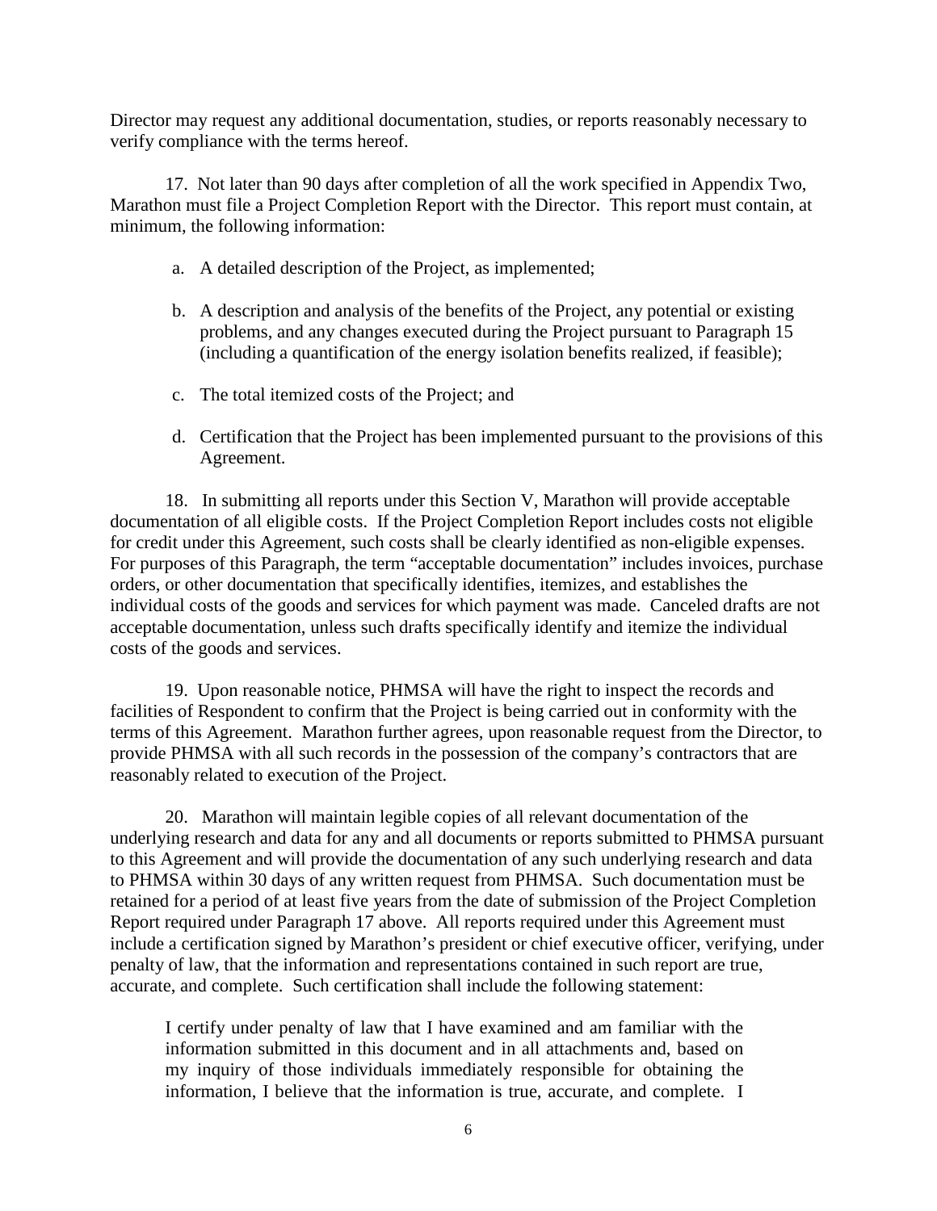Director may request any additional documentation, studies, or reports reasonably necessary to verify compliance with the terms hereof.

17. Not later than 90 days after completion of all the work specified in Appendix Two, Marathon must file a Project Completion Report with the Director. This report must contain, at minimum, the following information:

a. A detailed description of the Project, as implemented;

b. A description and analysis of the benefits of the Project, any potential or existing problems, and any changes executed during the Project pursuant to Paragraph 15 (including a quantification of the energy isolation benefits realized, if feasible);

c. The total itemized costs of the Project; and

d. Certification that the Project has been implemented pursuant to the provisions of this Agreement.

18. In submitting all reports under this Section V, Marathon will provide acceptable documentation of all eligible costs. If the Project Completion Report includes costs not eligible for credit under this Agreement, such costs shall be clearly identified as non-eligible expenses. For purposes of this Paragraph, the term "acceptable documentation" includes invoices, purchase orders, or other documentation that specifically identifies, itemizes, and establishes the individual costs of the goods and services for which payment was made. Canceled drafts are not acceptable documentation, unless such drafts specifically identify and itemize the individual costs of the goods and services.

19. Upon reasonable notice, PHMSA will have the right to inspect the records and facilities of Respondent to confirm that the Project is being carried out in conformity with the terms of this Agreement. Marathon further agrees, upon reasonable request from the Director, to provide PHMSA with all such records in the possession of the company's contractors that are reasonably related to execution of the Project.

20. Marathon will maintain legible copies of all relevant documentation of the underlying research and data for any and all documents or reports submitted to PHMSA pursuant to this Agreement and will provide the documentation of any such underlying research and data to PHMSA within 30 days of any written request from PHMSA. Such documentation must be retained for a period of at least five years from the date of submission of the Project Completion Report required under Paragraph 17 above. All reports required under this Agreement must include a certification signed by Marathon's president or chief executive officer, verifying, under penalty of law, that the information and representations contained in such report are true, accurate, and complete. Such certification shall include the following statement:

> I certify under penalty of law that I have examined and am familiar with the information submitted in this document and in all attachments and, based on my inquiry of those individuals immediately responsible for obtaining the information, I believe that the information is true, accurate, and complete. I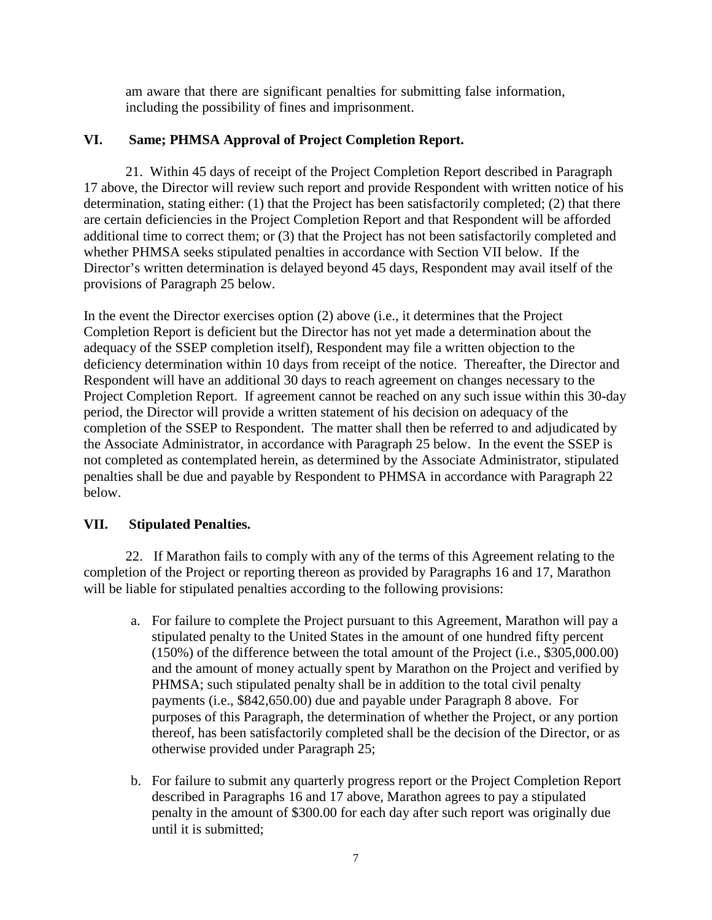am aware that there are significant penalties for submitting false information, including the possibility of fines and imprisonment.

## VI. Same; PHMSA Approval of Project Completion Report.

21. Within 45 days of receipt of the Project Completion Report described in Paragraph 17 above, the Director will review such report and provide Respondent with written notice of his determination, stating either: (1) that the Project has been satisfactorily completed; (2) that there are certain deficiencies in the Project Completion Report and that Respondent will be afforded additional time to correct them; or (3) that the Project has not been satisfactorily completed and whether PHMSA seeks stipulated penalties in accordance with Section VII below. If the Director's written determination is delayed beyond 45 days, Respondent may avail itself of the provisions of Paragraph 25 below.

In the event the Director exercises option (2) above (i.e., it determines that the Project Completion Report is deficient but the Director has not yet made a determination about the adequacy of the SSEP completion itself), Respondent may file a written objection to the deficiency determination within 10 days from receipt of the notice. Thereafter, the Director and Respondent will have an additional 30 days to reach agreement on changes necessary to the Project Completion Report. If agreement cannot be reached on any such issue within this 30-day period, the Director will provide a written statement of his decision on adequacy of the completion of the SSEP to Respondent. The matter shall then be referred to and adjudicated by the Associate Administrator, in accordance with Paragraph 25 below. In the event the SSEP is not completed as contemplated herein, as determined by the Associate Administrator, stipulated penalties shall be due and payable by Respondent to PHMSA in accordance with Paragraph 22 below.

## VII. Stipulated Penalties.

22. If Marathon fails to comply with any of the terms of this Agreement relating to the completion of the Project or reporting thereon as provided by Paragraphs 16 and 17, Marathon will be liable for stipulated penalties according to the following provisions:

a. For failure to complete the Project pursuant to this Agreement, Marathon will pay a stipulated penalty to the United States in the amount of one hundred fifty percent (150%) of the difference between the total amount of the Project (i.e., $305,000.00) and the amount of money actually spent by Marathon on the Project and verified by PHMSA; such stipulated penalty shall be in addition to the total civil penalty payments (i.e., $842,650.00) due and payable under Paragraph 8 above. For purposes of this Paragraph, the determination of whether the Project, or any portion thereof, has been satisfactorily completed shall be the decision of the Director, or as otherwise provided under Paragraph 25;

b. For failure to submit any quarterly progress report or the Project Completion Report described in Paragraphs 16 and 17 above, Marathon agrees to pay a stipulated penalty in the amount of $300.00 for each day after such report was originally due until it is submitted;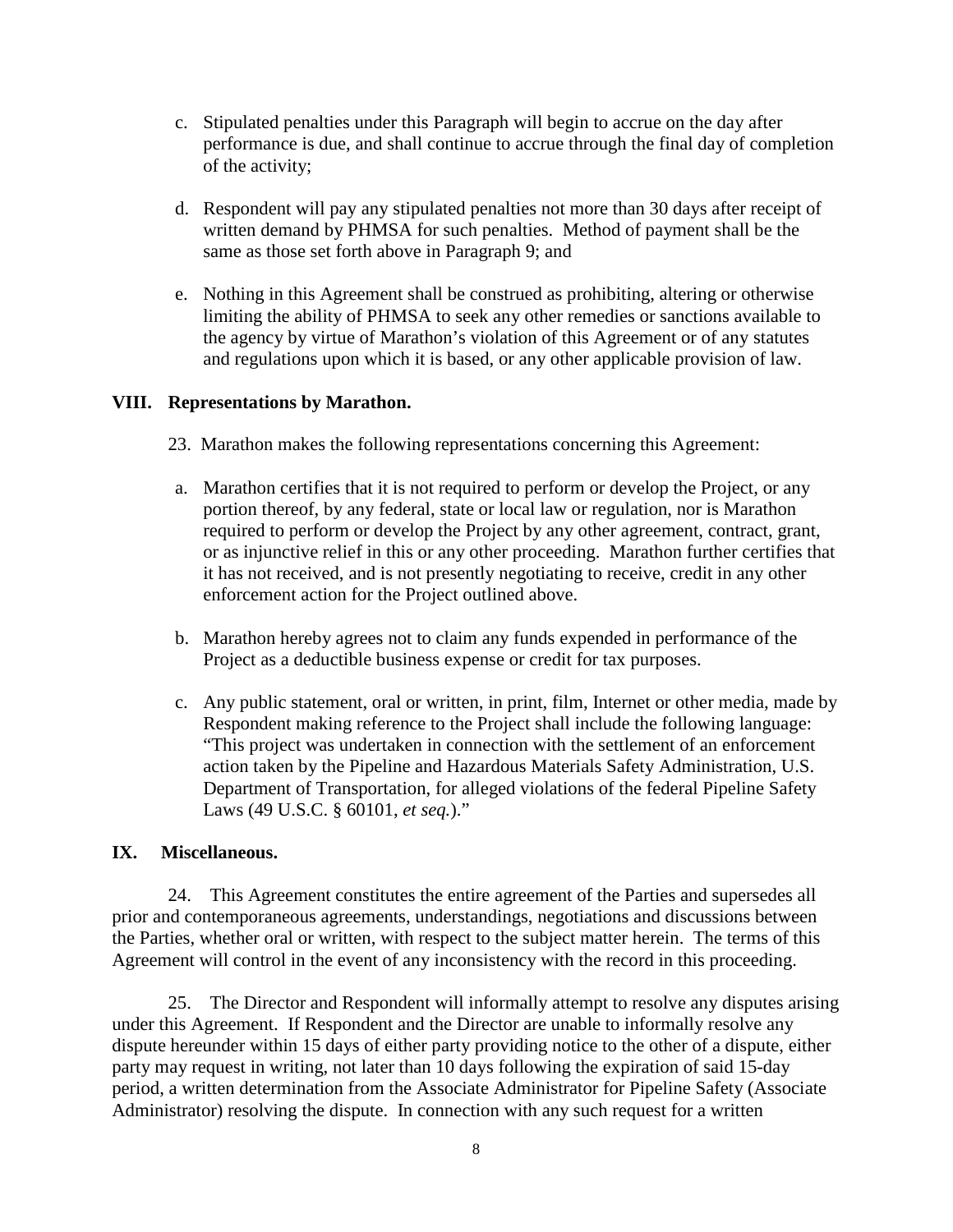c. Stipulated penalties under this Paragraph will begin to accrue on the day after performance is due, and shall continue to accrue through the final day of completion of the activity;

d. Respondent will pay any stipulated penalties not more than 30 days after receipt of written demand by PHMSA for such penalties. Method of payment shall be the same as those set forth above in Paragraph 9; and

e. Nothing in this Agreement shall be construed as prohibiting, altering or otherwise limiting the ability of PHMSA to seek any other remedies or sanctions available to the agency by virtue of Marathon's violation of this Agreement or of any statutes and regulations upon which it is based, or any other applicable provision of law.

## VIII. Representations by Marathon.

23. Marathon makes the following representations concerning this Agreement:

a. Marathon certifies that it is not required to perform or develop the Project, or any portion thereof, by any federal, state or local law or regulation, nor is Marathon required to perform or develop the Project by any other agreement, contract, grant, or as injunctive relief in this or any other proceeding. Marathon further certifies that it has not received, and is not presently negotiating to receive, credit in any other enforcement action for the Project outlined above.

b. Marathon hereby agrees not to claim any funds expended in performance of the Project as a deductible business expense or credit for tax purposes.

c. Any public statement, oral or written, in print, film, Internet or other media, made by Respondent making reference to the Project shall include the following language: "This project was undertaken in connection with the settlement of an enforcement action taken by the Pipeline and Hazardous Materials Safety Administration, U.S. Department of Transportation, for alleged violations of the federal Pipeline Safety Laws (49 U.S.C. § 60101, *et seq.*)."

## IX. Miscellaneous.

24. This Agreement constitutes the entire agreement of the Parties and supersedes all prior and contemporaneous agreements, understandings, negotiations and discussions between the Parties, whether oral or written, with respect to the subject matter herein. The terms of this Agreement will control in the event of any inconsistency with the record in this proceeding.

25. The Director and Respondent will informally attempt to resolve any disputes arising under this Agreement. If Respondent and the Director are unable to informally resolve any dispute hereunder within 15 days of either party providing notice to the other of a dispute, either party may request in writing, not later than 10 days following the expiration of said 15-day period, a written determination from the Associate Administrator for Pipeline Safety (Associate Administrator) resolving the dispute. In connection with any such request for a written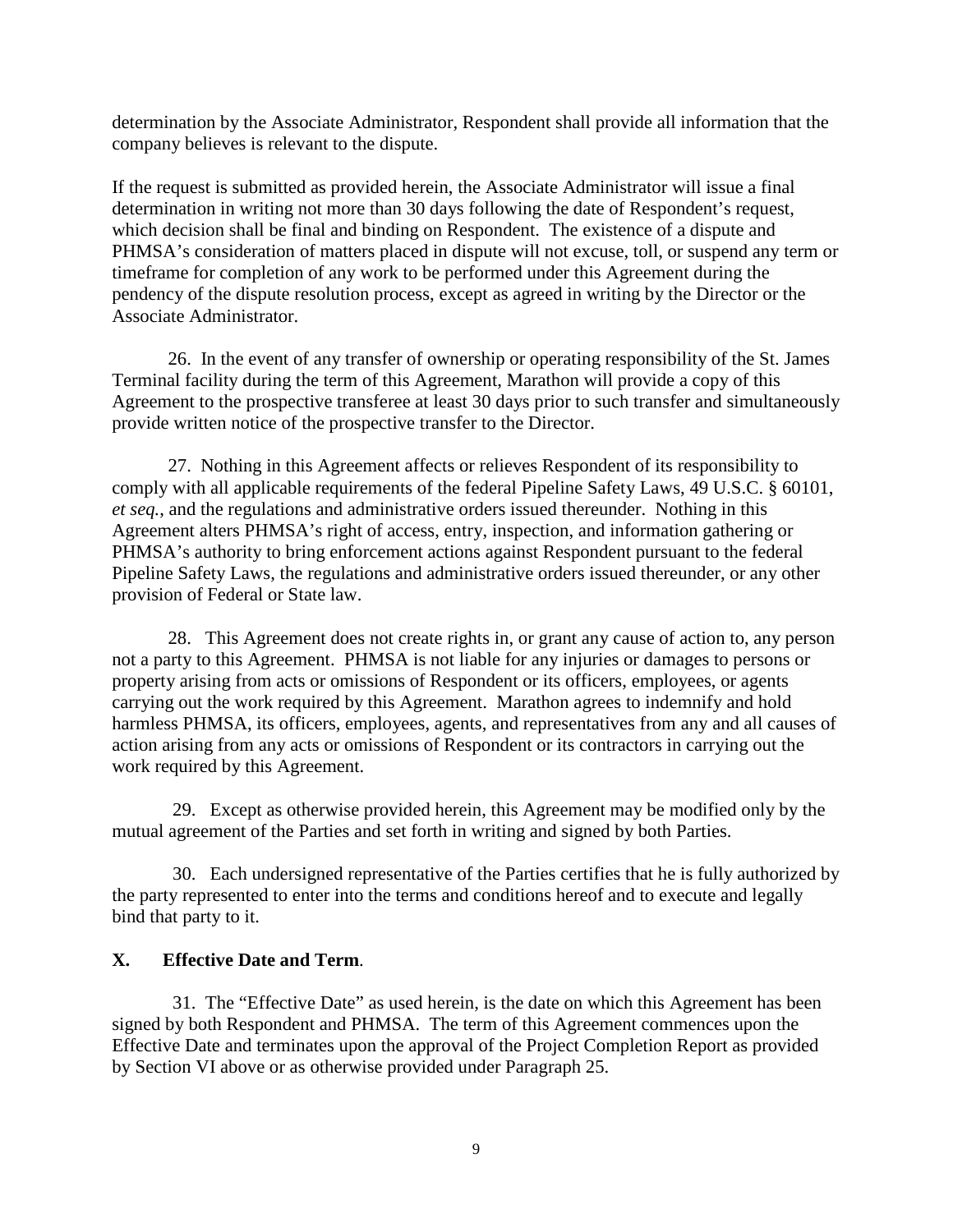determination by the Associate Administrator, Respondent shall provide all information that the company believes is relevant to the dispute.

If the request is submitted as provided herein, the Associate Administrator will issue a final determination in writing not more than 30 days following the date of Respondent's request, which decision shall be final and binding on Respondent. The existence of a dispute and PHMSA's consideration of matters placed in dispute will not excuse, toll, or suspend any term or timeframe for completion of any work to be performed under this Agreement during the pendency of the dispute resolution process, except as agreed in writing by the Director or the Associate Administrator.

26. In the event of any transfer of ownership or operating responsibility of the St. James Terminal facility during the term of this Agreement, Marathon will provide a copy of this Agreement to the prospective transferee at least 30 days prior to such transfer and simultaneously provide written notice of the prospective transfer to the Director.

27. Nothing in this Agreement affects or relieves Respondent of its responsibility to comply with all applicable requirements of the federal Pipeline Safety Laws, 49 U.S.C. § 60101, *et seq.*, and the regulations and administrative orders issued thereunder. Nothing in this Agreement alters PHMSA's right of access, entry, inspection, and information gathering or PHMSA's authority to bring enforcement actions against Respondent pursuant to the federal Pipeline Safety Laws, the regulations and administrative orders issued thereunder, or any other provision of Federal or State law.

28. This Agreement does not create rights in, or grant any cause of action to, any person not a party to this Agreement. PHMSA is not liable for any injuries or damages to persons or property arising from acts or omissions of Respondent or its officers, employees, or agents carrying out the work required by this Agreement. Marathon agrees to indemnify and hold harmless PHMSA, its officers, employees, agents, and representatives from any and all causes of action arising from any acts or omissions of Respondent or its contractors in carrying out the work required by this Agreement.

29. Except as otherwise provided herein, this Agreement may be modified only by the mutual agreement of the Parties and set forth in writing and signed by both Parties.

30. Each undersigned representative of the Parties certifies that he is fully authorized by the party represented to enter into the terms and conditions hereof and to execute and legally bind that party to it.

## X. Effective Date and Term.

31. The "Effective Date" as used herein, is the date on which this Agreement has been signed by both Respondent and PHMSA. The term of this Agreement commences upon the Effective Date and terminates upon the approval of the Project Completion Report as provided by Section VI above or as otherwise provided under Paragraph 25.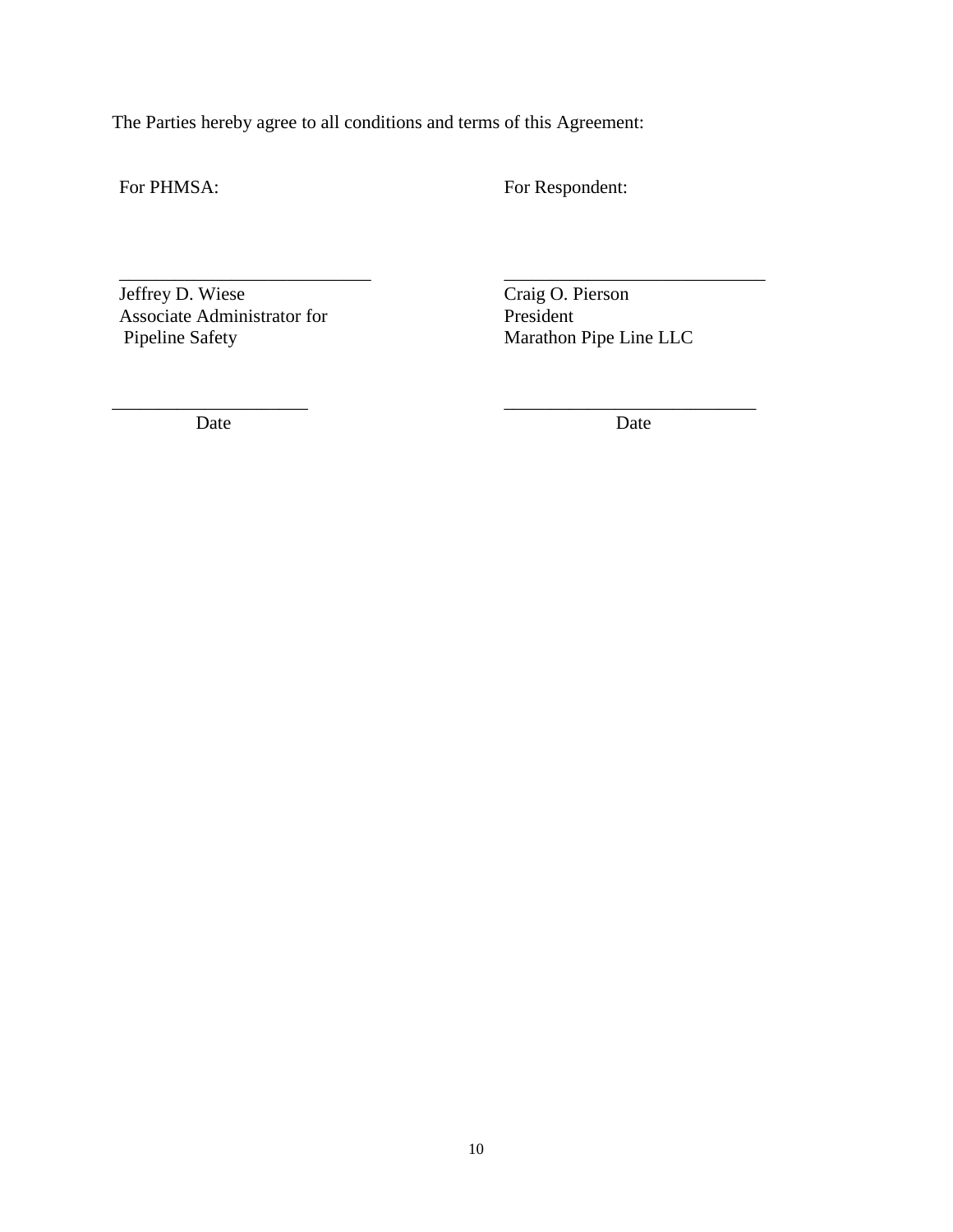The Parties hereby agree to all conditions and terms of this Agreement:

| For PHMSA: | For Respondent: |
| --- | --- |
| ___________________________ | ___________________________ |
| Jeffrey D. Wiese<br>Associate Administrator for<br>Pipeline Safety | Craig O. Pierson<br>President<br>Marathon Pipe Line LLC |
| ____________________ | ___________________________ |
| Date | Date |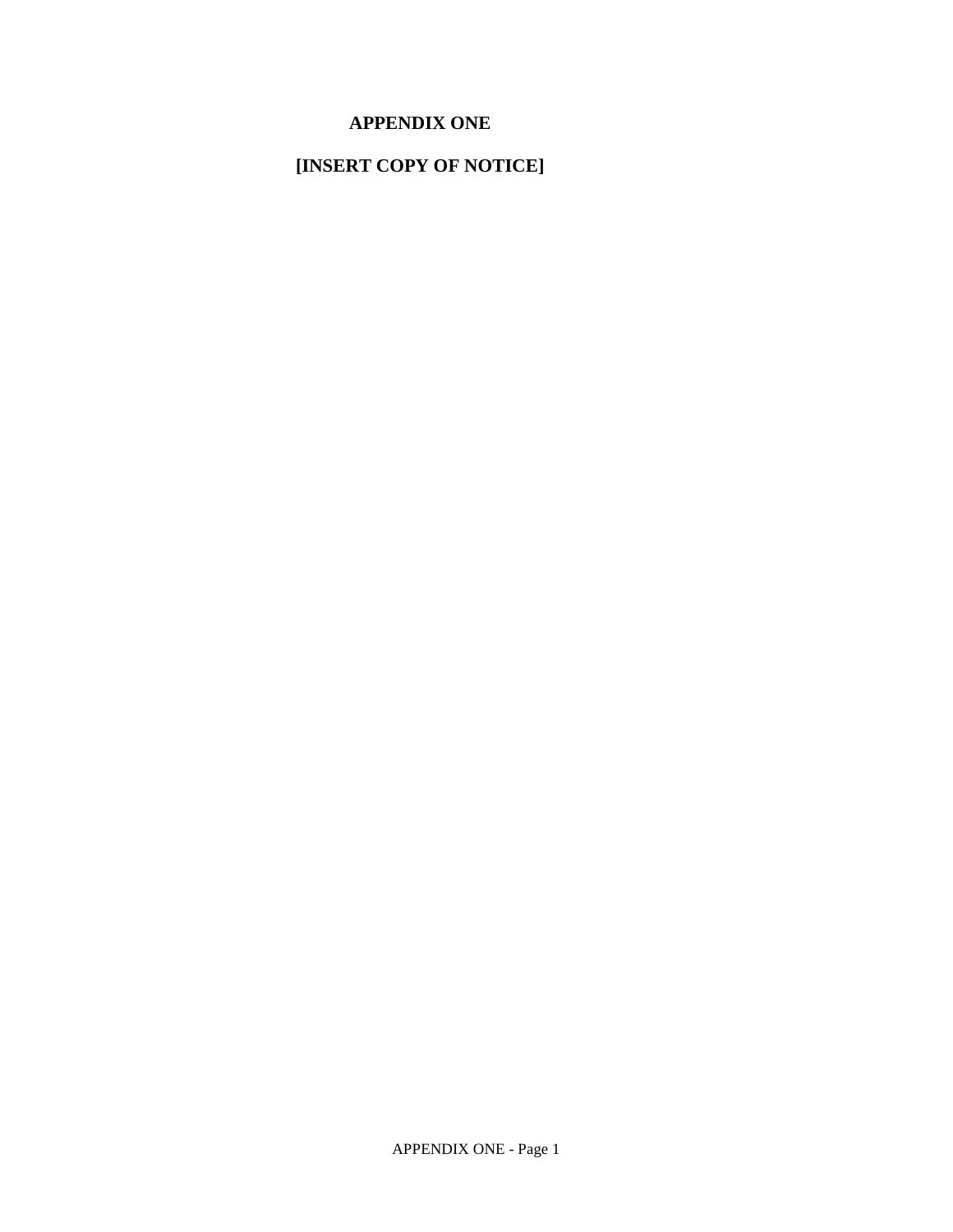# APPENDIX ONE

**[INSERT COPY OF NOTICE]**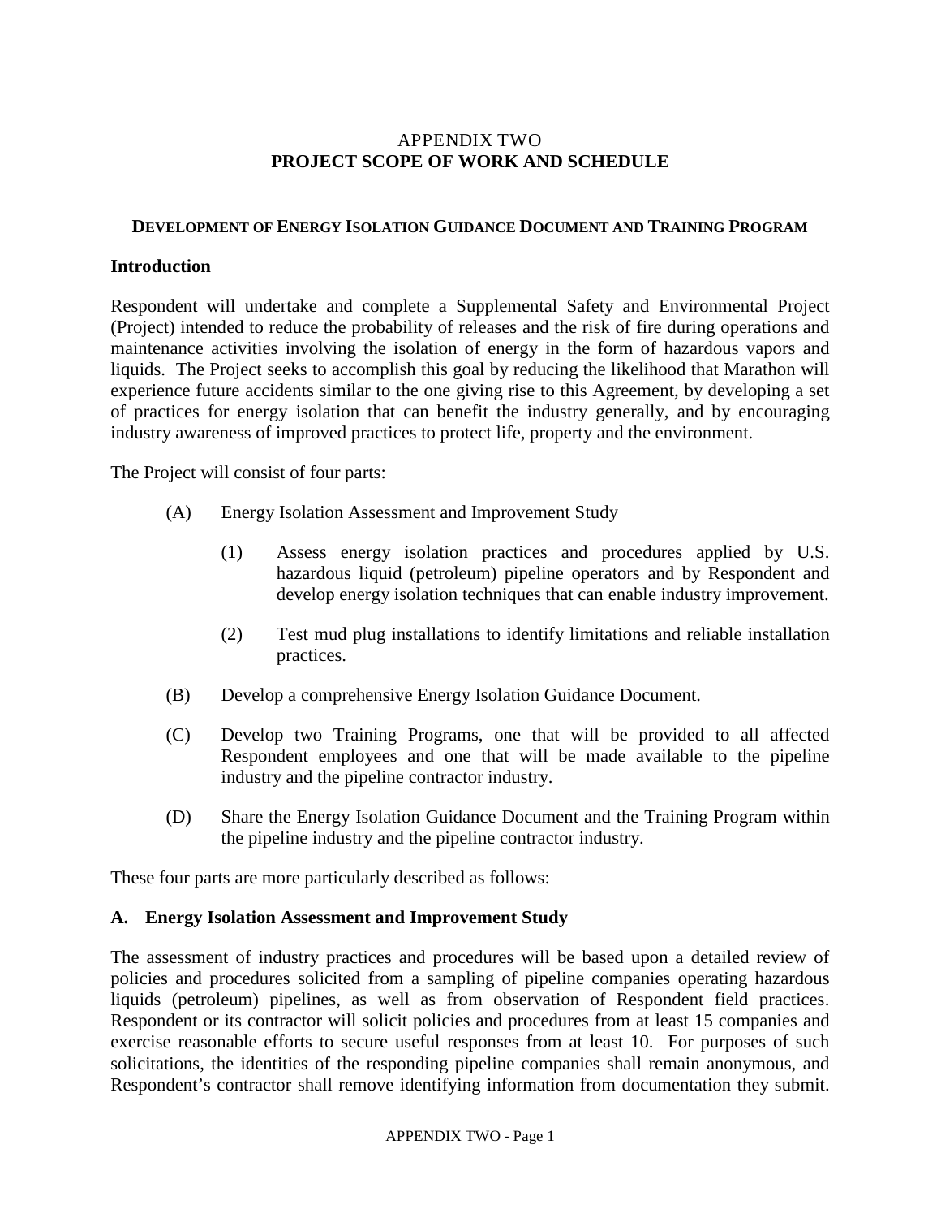APPENDIX TWO
**PROJECT SCOPE OF WORK AND SCHEDULE**

**DEVELOPMENT OF ENERGY ISOLATION GUIDANCE DOCUMENT AND TRAINING PROGRAM**

**Introduction**

Respondent will undertake and complete a Supplemental Safety and Environmental Project (Project) intended to reduce the probability of releases and the risk of fire during operations and maintenance activities involving the isolation of energy in the form of hazardous vapors and liquids. The Project seeks to accomplish this goal by reducing the likelihood that Marathon will experience future accidents similar to the one giving rise to this Agreement, by developing a set of practices for energy isolation that can benefit the industry generally, and by encouraging industry awareness of improved practices to protect life, property and the environment.

The Project will consist of four parts:

(A) Energy Isolation Assessment and Improvement Study

(1) Assess energy isolation practices and procedures applied by U.S. hazardous liquid (petroleum) pipeline operators and by Respondent and develop energy isolation techniques that can enable industry improvement.

(2) Test mud plug installations to identify limitations and reliable installation practices.

(B) Develop a comprehensive Energy Isolation Guidance Document.

(C) Develop two Training Programs, one that will be provided to all affected Respondent employees and one that will be made available to the pipeline industry and the pipeline contractor industry.

(D) Share the Energy Isolation Guidance Document and the Training Program within the pipeline industry and the pipeline contractor industry.

These four parts are more particularly described as follows:

**A. Energy Isolation Assessment and Improvement Study**

The assessment of industry practices and procedures will be based upon a detailed review of policies and procedures solicited from a sampling of pipeline companies operating hazardous liquids (petroleum) pipelines, as well as from observation of Respondent field practices. Respondent or its contractor will solicit policies and procedures from at least 15 companies and exercise reasonable efforts to secure useful responses from at least 10. For purposes of such solicitations, the identities of the responding pipeline companies shall remain anonymous, and Respondent's contractor shall remove identifying information from documentation they submit.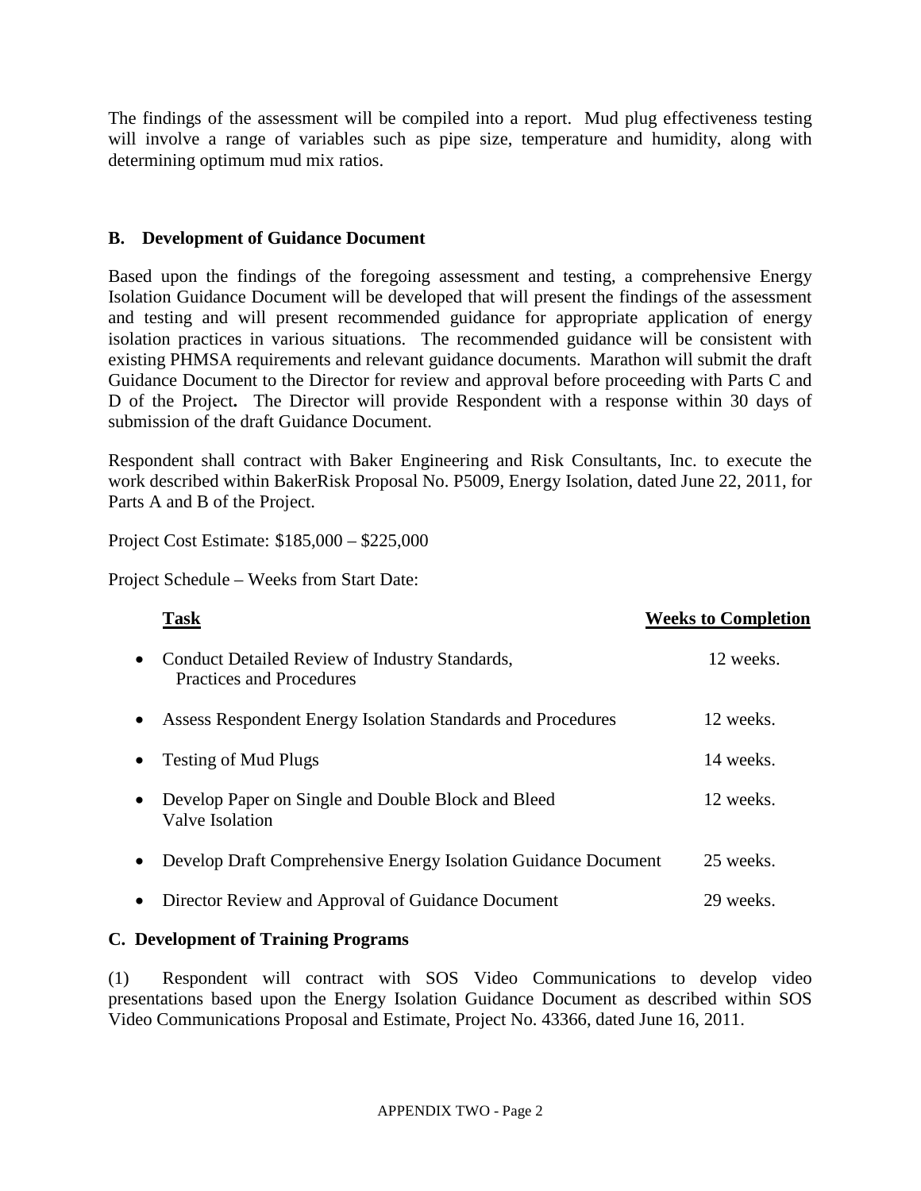The findings of the assessment will be compiled into a report. Mud plug effectiveness testing will involve a range of variables such as pipe size, temperature and humidity, along with determining optimum mud mix ratios.

### B. Development of Guidance Document

Based upon the findings of the foregoing assessment and testing, a comprehensive Energy Isolation Guidance Document will be developed that will present the findings of the assessment and testing and will present recommended guidance for appropriate application of energy isolation practices in various situations. The recommended guidance will be consistent with existing PHMSA requirements and relevant guidance documents. Marathon will submit the draft Guidance Document to the Director for review and approval before proceeding with Parts C and D of the Project**.** The Director will provide Respondent with a response within 30 days of submission of the draft Guidance Document.

Respondent shall contract with Baker Engineering and Risk Consultants, Inc. to execute the work described within BakerRisk Proposal No. P5009, Energy Isolation, dated June 22, 2011, for Parts A and B of the Project.

Project Cost Estimate: $185,000 – $225,000

Project Schedule – Weeks from Start Date:

| Task | Weeks to Completion |
| --- | --- |
| • Conduct Detailed Review of Industry Standards, Practices and Procedures | 12 weeks. |
| • Assess Respondent Energy Isolation Standards and Procedures | 12 weeks. |
| • Testing of Mud Plugs | 14 weeks. |
| • Develop Paper on Single and Double Block and Bleed Valve Isolation | 12 weeks. |
| • Develop Draft Comprehensive Energy Isolation Guidance Document | 25 weeks. |
| • Director Review and Approval of Guidance Document | 29 weeks. |

### C. Development of Training Programs

(1) Respondent will contract with SOS Video Communications to develop video presentations based upon the Energy Isolation Guidance Document as described within SOS Video Communications Proposal and Estimate, Project No. 43366, dated June 16, 2011.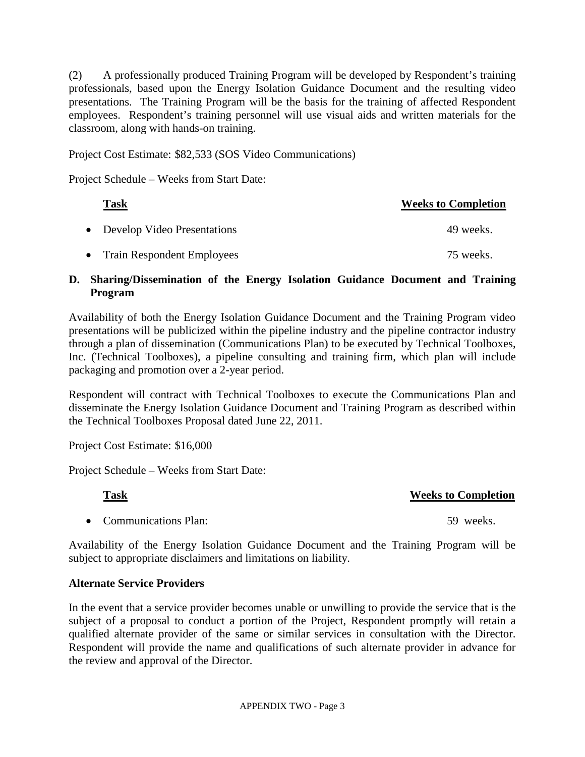(2) A professionally produced Training Program will be developed by Respondent's training professionals, based upon the Energy Isolation Guidance Document and the resulting video presentations. The Training Program will be the basis for the training of affected Respondent employees. Respondent's training personnel will use visual aids and written materials for the classroom, along with hands-on training.

Project Cost Estimate: $82,533 (SOS Video Communications)

Project Schedule – Weeks from Start Date:

| Task | Weeks to Completion |
|---|---|
| • Develop Video Presentations | 49 weeks. |
| • Train Respondent Employees | 75 weeks. |

**D. Sharing/Dissemination of the Energy Isolation Guidance Document and Training Program**

Availability of both the Energy Isolation Guidance Document and the Training Program video presentations will be publicized within the pipeline industry and the pipeline contractor industry through a plan of dissemination (Communications Plan) to be executed by Technical Toolboxes, Inc. (Technical Toolboxes), a pipeline consulting and training firm, which plan will include packaging and promotion over a 2-year period.

Respondent will contract with Technical Toolboxes to execute the Communications Plan and disseminate the Energy Isolation Guidance Document and Training Program as described within the Technical Toolboxes Proposal dated June 22, 2011.

Project Cost Estimate: $16,000

Project Schedule – Weeks from Start Date:

| Task | Weeks to Completion |
|---|---|
| • Communications Plan: | 59 weeks. |

Availability of the Energy Isolation Guidance Document and the Training Program will be subject to appropriate disclaimers and limitations on liability.

**Alternate Service Providers**

In the event that a service provider becomes unable or unwilling to provide the service that is the subject of a proposal to conduct a portion of the Project, Respondent promptly will retain a qualified alternate provider of the same or similar services in consultation with the Director. Respondent will provide the name and qualifications of such alternate provider in advance for the review and approval of the Director.